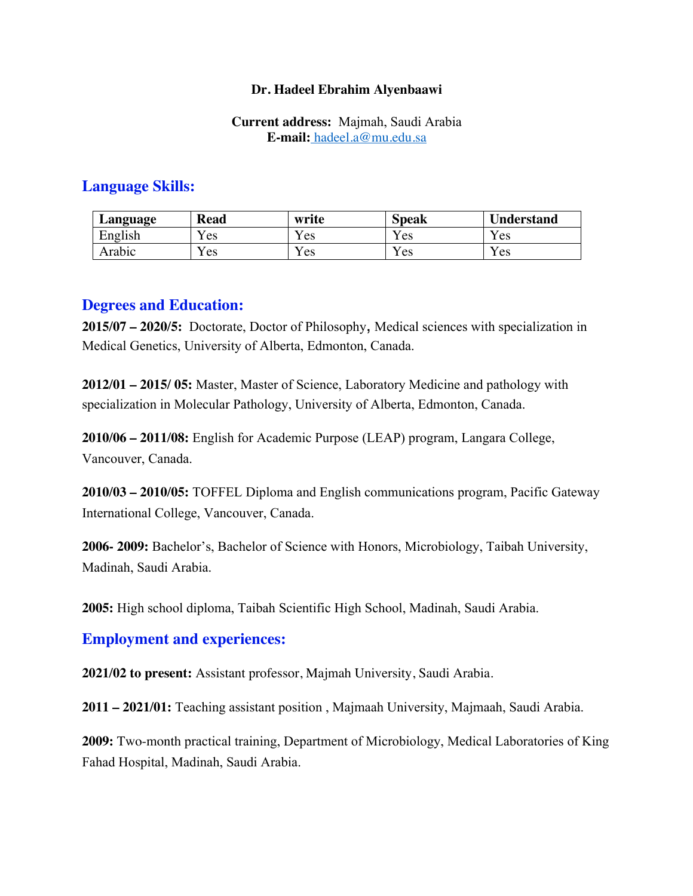**Dr. Hadeel Ebrahim Alyenbaawi**

**Current address:** Majmah, Saudi Arabia
**E-mail:** hadeel.a@mu.edu.sa

## Language Skills:

| Language | Read | write | Speak | Understand |
|---|---|---|---|---|
| English | Yes | Yes | Yes | Yes |
| Arabic | Yes | Yes | Yes | Yes |

## Degrees and Education:

**2015/07 – 2020/5:** Doctorate, Doctor of Philosophy, Medical sciences with specialization in Medical Genetics, University of Alberta, Edmonton, Canada.

**2012/01 – 2015/ 05:** Master, Master of Science, Laboratory Medicine and pathology with specialization in Molecular Pathology, University of Alberta, Edmonton, Canada.

**2010/06 – 2011/08:** English for Academic Purpose (LEAP) program, Langara College, Vancouver, Canada.

**2010/03 – 2010/05:** TOFFEL Diploma and English communications program, Pacific Gateway International College, Vancouver, Canada.

**2006- 2009:** Bachelor's, Bachelor of Science with Honors, Microbiology, Taibah University, Madinah, Saudi Arabia.

**2005:** High school diploma, Taibah Scientific High School, Madinah, Saudi Arabia.

## Employment and experiences:

**2021/02 to present:** Assistant professor, Majmah University, Saudi Arabia.

**2011 – 2021/01:** Teaching assistant position , Majmaah University, Majmaah, Saudi Arabia.

**2009:** Two-month practical training, Department of Microbiology, Medical Laboratories of King Fahad Hospital, Madinah, Saudi Arabia.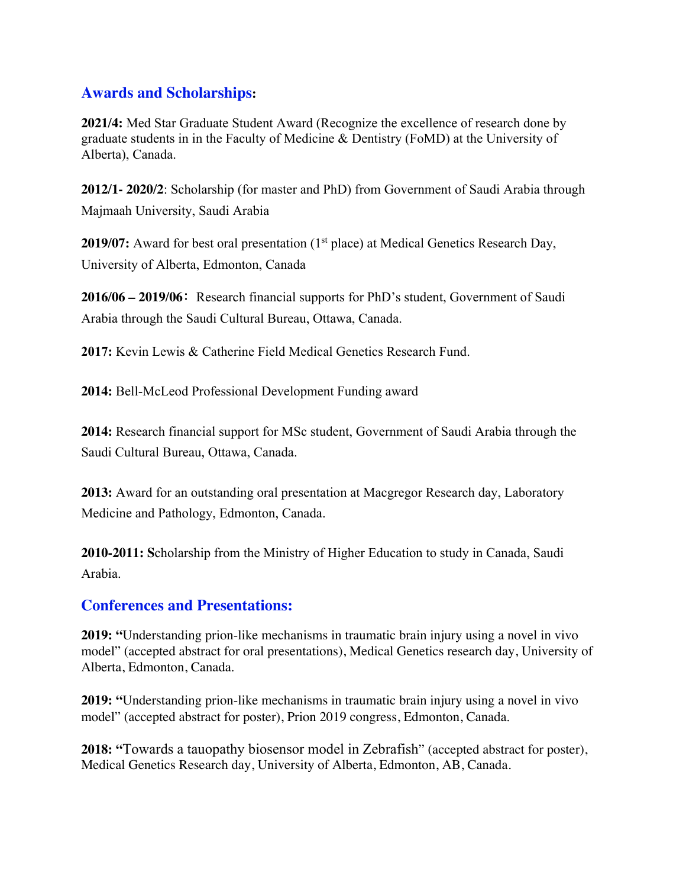## Awards and Scholarships:

**2021/4:** Med Star Graduate Student Award (Recognize the excellence of research done by graduate students in in the Faculty of Medicine & Dentistry (FoMD) at the University of Alberta), Canada.

**2012/1- 2020/2**: Scholarship (for master and PhD) from Government of Saudi Arabia through Majmaah University, Saudi Arabia

**2019/07:** Award for best oral presentation (1st place) at Medical Genetics Research Day, University of Alberta, Edmonton, Canada

**2016/06 – 2019/06**： Research financial supports for PhD's student, Government of Saudi Arabia through the Saudi Cultural Bureau, Ottawa, Canada.

**2017:** Kevin Lewis & Catherine Field Medical Genetics Research Fund.

**2014:** Bell-McLeod Professional Development Funding award

**2014:** Research financial support for MSc student, Government of Saudi Arabia through the Saudi Cultural Bureau, Ottawa, Canada.

**2013:** Award for an outstanding oral presentation at Macgregor Research day, Laboratory Medicine and Pathology, Edmonton, Canada.

**2010-2011: S**cholarship from the Ministry of Higher Education to study in Canada, Saudi Arabia.

## Conferences and Presentations:

**2019: "**Understanding prion-like mechanisms in traumatic brain injury using a novel in vivo model" (accepted abstract for oral presentations), Medical Genetics research day, University of Alberta, Edmonton, Canada.

**2019: "**Understanding prion-like mechanisms in traumatic brain injury using a novel in vivo model" (accepted abstract for poster), Prion 2019 congress, Edmonton, Canada.

**2018: "**Towards a tauopathy biosensor model in Zebrafish" (accepted abstract for poster), Medical Genetics Research day, University of Alberta, Edmonton, AB, Canada.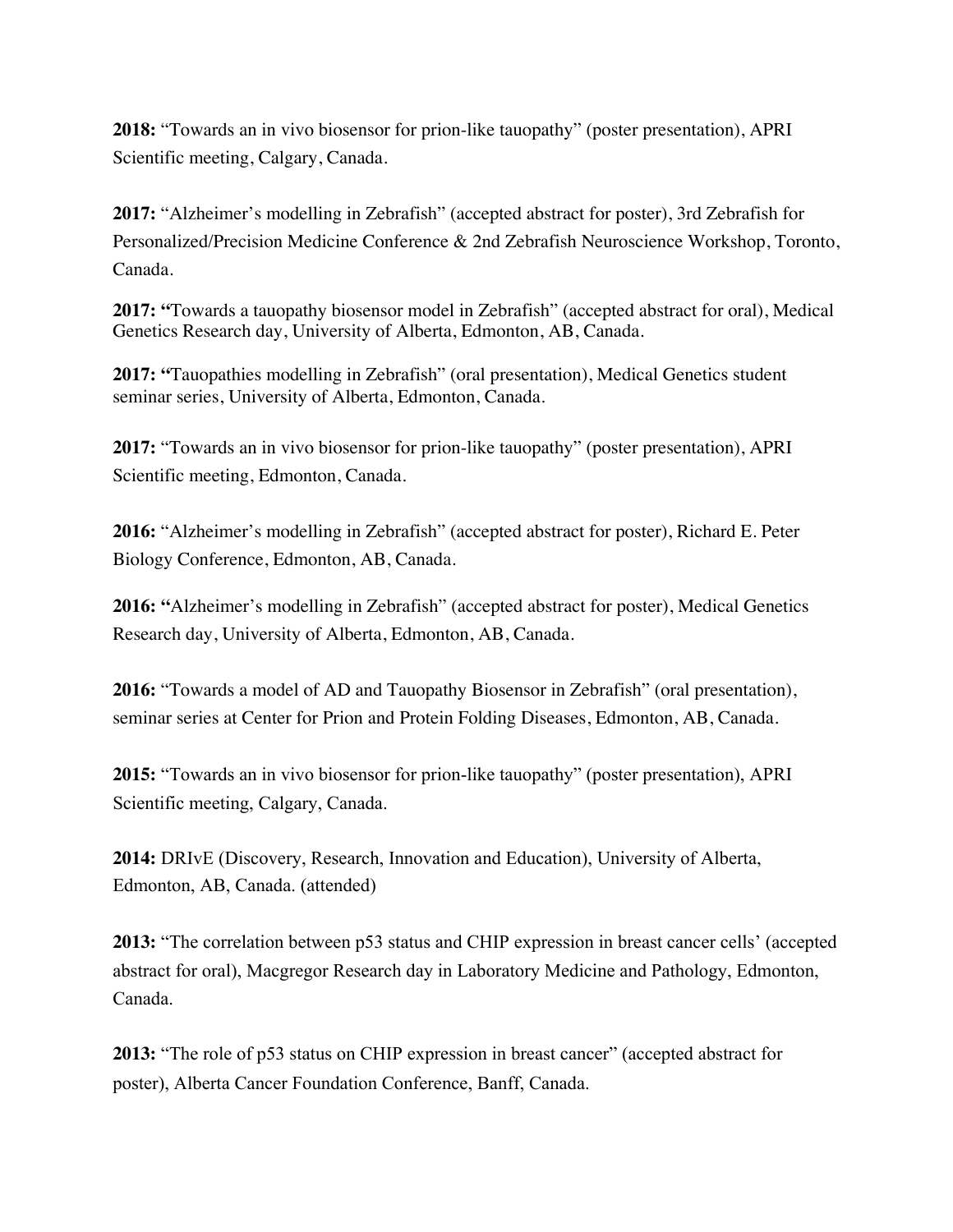**2018:** "Towards an in vivo biosensor for prion-like tauopathy" (poster presentation), APRI Scientific meeting, Calgary, Canada.

**2017:** "Alzheimer's modelling in Zebrafish" (accepted abstract for poster), 3rd Zebrafish for Personalized/Precision Medicine Conference & 2nd Zebrafish Neuroscience Workshop, Toronto, Canada.

**2017: "**Towards a tauopathy biosensor model in Zebrafish" (accepted abstract for oral), Medical Genetics Research day, University of Alberta, Edmonton, AB, Canada.

**2017: "**Tauopathies modelling in Zebrafish" (oral presentation), Medical Genetics student seminar series, University of Alberta, Edmonton, Canada.

**2017:** "Towards an in vivo biosensor for prion-like tauopathy" (poster presentation), APRI Scientific meeting, Edmonton, Canada.

**2016:** "Alzheimer's modelling in Zebrafish" (accepted abstract for poster), Richard E. Peter Biology Conference, Edmonton, AB, Canada.

**2016: "**Alzheimer's modelling in Zebrafish" (accepted abstract for poster), Medical Genetics Research day, University of Alberta, Edmonton, AB, Canada.

**2016:** "Towards a model of AD and Tauopathy Biosensor in Zebrafish" (oral presentation), seminar series at Center for Prion and Protein Folding Diseases, Edmonton, AB, Canada.

**2015:** "Towards an in vivo biosensor for prion-like tauopathy" (poster presentation), APRI Scientific meeting, Calgary, Canada.

**2014:** DRIvE (Discovery, Research, Innovation and Education), University of Alberta, Edmonton, AB, Canada. (attended)

**2013:** "The correlation between p53 status and CHIP expression in breast cancer cells' (accepted abstract for oral), Macgregor Research day in Laboratory Medicine and Pathology, Edmonton, Canada.

**2013:** "The role of p53 status on CHIP expression in breast cancer" (accepted abstract for poster), Alberta Cancer Foundation Conference, Banff, Canada.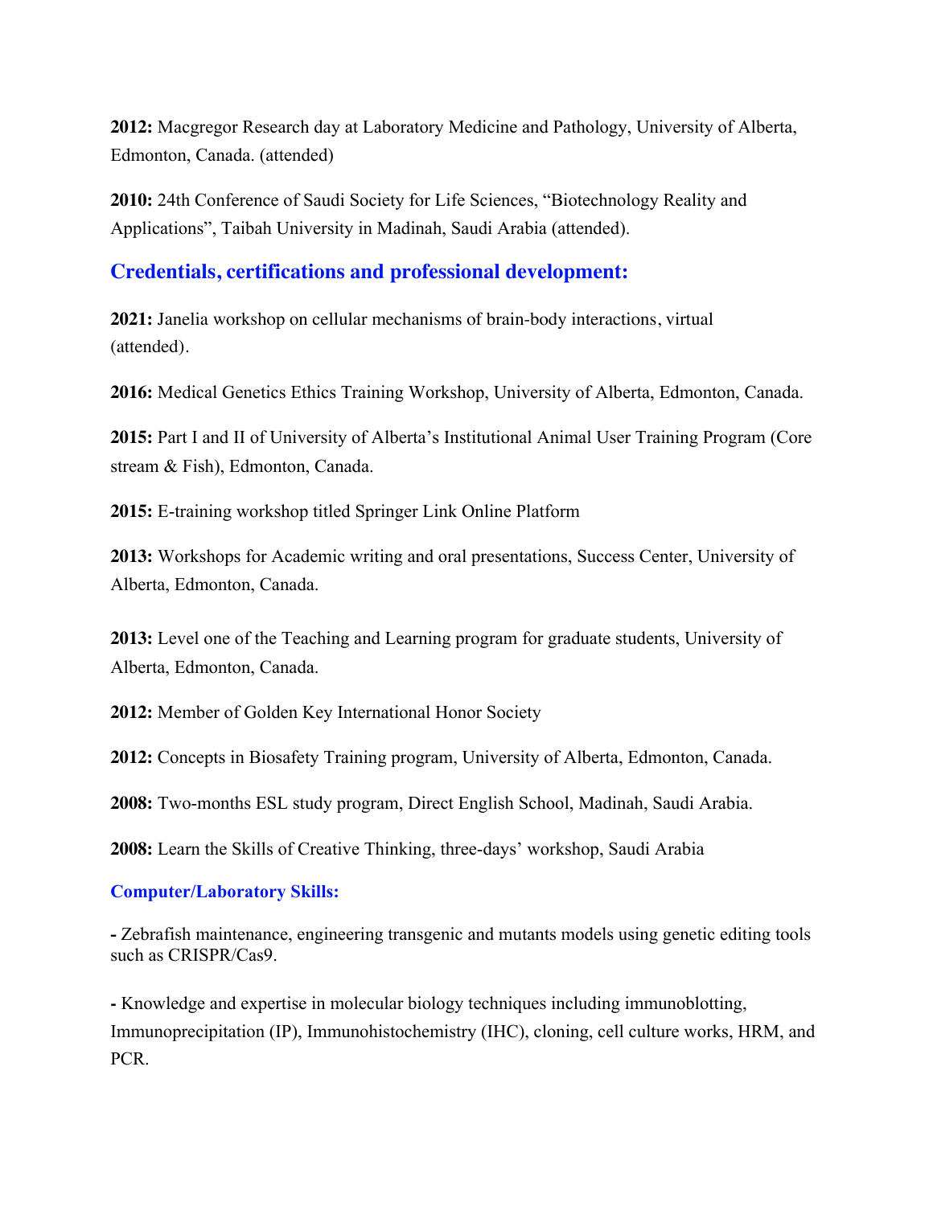**2012:** Macgregor Research day at Laboratory Medicine and Pathology, University of Alberta, Edmonton, Canada. (attended)

**2010:** 24th Conference of Saudi Society for Life Sciences, "Biotechnology Reality and Applications", Taibah University in Madinah, Saudi Arabia (attended).

## Credentials, certifications and professional development:

**2021:** Janelia workshop on cellular mechanisms of brain-body interactions, virtual (attended).

**2016:** Medical Genetics Ethics Training Workshop, University of Alberta, Edmonton, Canada.

**2015:** Part I and II of University of Alberta's Institutional Animal User Training Program (Core stream & Fish), Edmonton, Canada.

**2015:** E-training workshop titled Springer Link Online Platform

**2013:** Workshops for Academic writing and oral presentations, Success Center, University of Alberta, Edmonton, Canada.

**2013:** Level one of the Teaching and Learning program for graduate students, University of Alberta, Edmonton, Canada.

**2012:** Member of Golden Key International Honor Society

**2012:** Concepts in Biosafety Training program, University of Alberta, Edmonton, Canada.

**2008:** Two-months ESL study program, Direct English School, Madinah, Saudi Arabia.

**2008:** Learn the Skills of Creative Thinking, three-days' workshop, Saudi Arabia

### Computer/Laboratory Skills:

**-** Zebrafish maintenance, engineering transgenic and mutants models using genetic editing tools such as CRISPR/Cas9.

**-** Knowledge and expertise in molecular biology techniques including immunoblotting, Immunoprecipitation (IP), Immunohistochemistry (IHC), cloning, cell culture works, HRM, and PCR.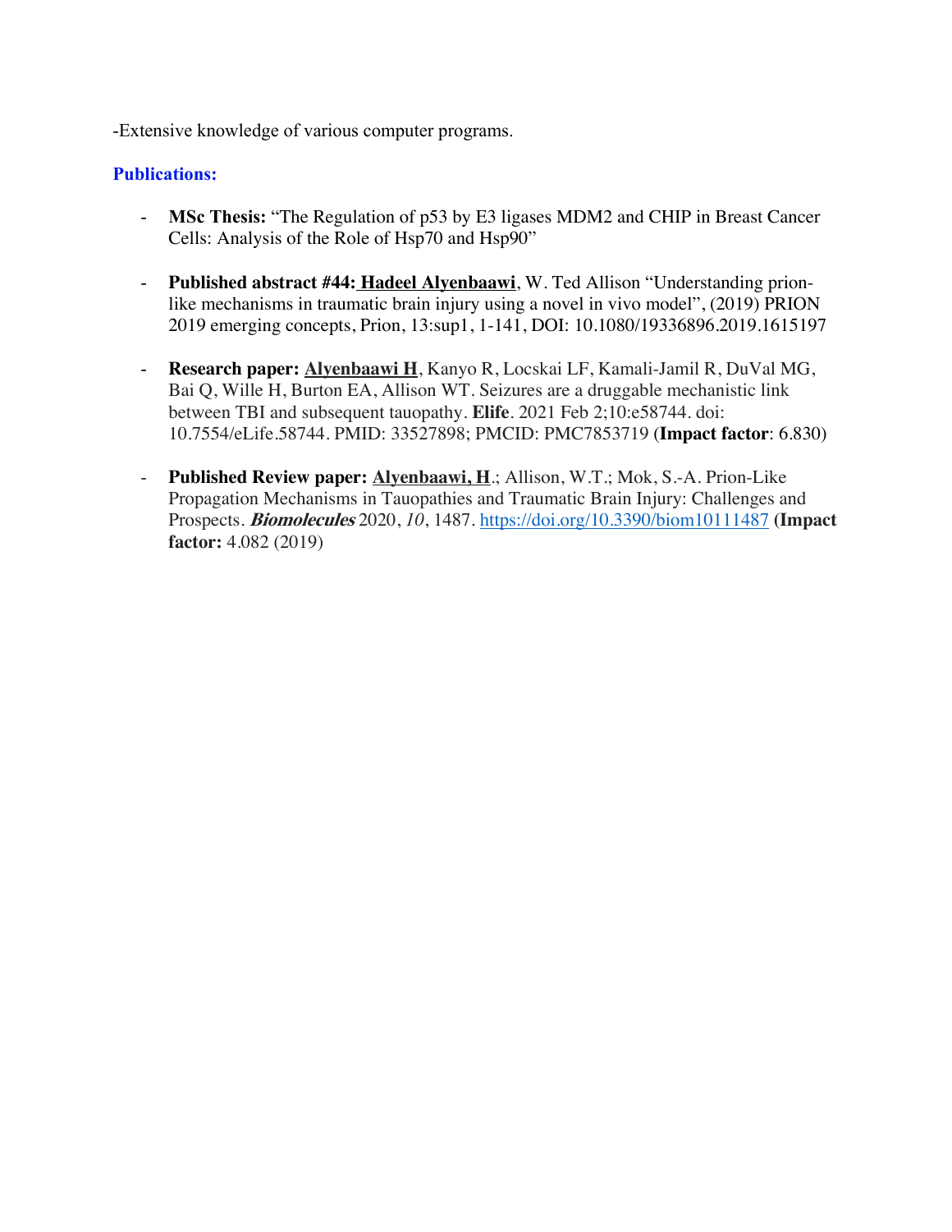-Extensive knowledge of various computer programs.

**Publications:**

- **MSc Thesis:** "The Regulation of p53 by E3 ligases MDM2 and CHIP in Breast Cancer Cells: Analysis of the Role of Hsp70 and Hsp90"

- **Published abstract #44: Hadeel Alyenbaawi**, W. Ted Allison "Understanding prion-like mechanisms in traumatic brain injury using a novel in vivo model", (2019) PRION 2019 emerging concepts, Prion, 13:sup1, 1-141, DOI: 10.1080/19336896.2019.1615197

- **Research paper: Alyenbaawi H**, Kanyo R, Locskai LF, Kamali-Jamil R, DuVal MG, Bai Q, Wille H, Burton EA, Allison WT. Seizures are a druggable mechanistic link between TBI and subsequent tauopathy. **Elife**. 2021 Feb 2;10:e58744. doi: 10.7554/eLife.58744. PMID: 33527898; PMCID: PMC7853719 (**Impact factor**: 6.830)

- **Published Review paper: Alyenbaawi, H**.; Allison, W.T.; Mok, S.-A. Prion-Like Propagation Mechanisms in Tauopathies and Traumatic Brain Injury: Challenges and Prospects. ***Biomolecules*** 2020, *10*, 1487. https://doi.org/10.3390/biom10111487 (**Impact factor:** 4.082 (2019)